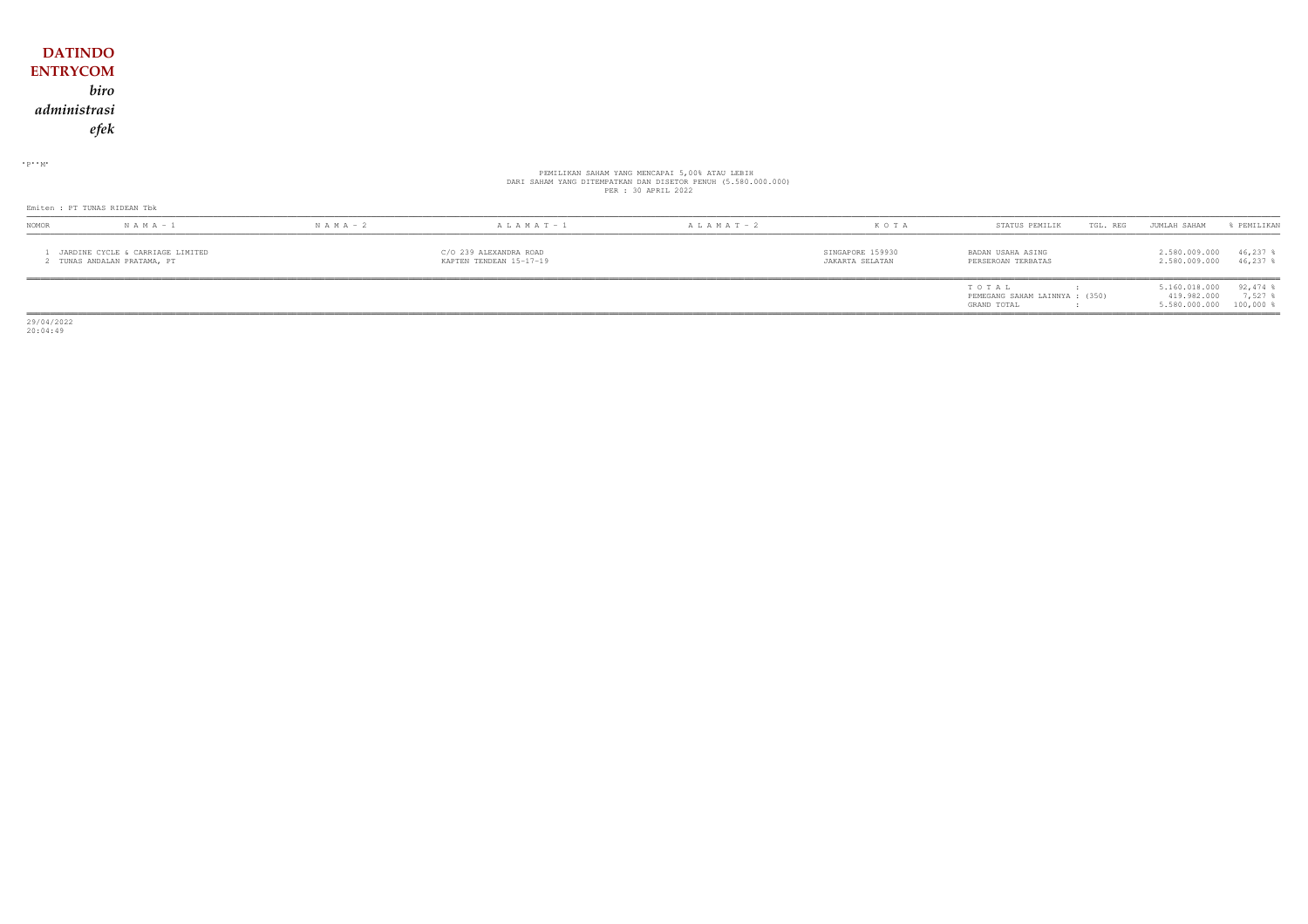**DATINDO**
**ENTRYCOM**
***biro administrasi efek***

'P''M'

PEMILIKAN SAHAM YANG MENCAPAI 5,00% ATAU LEBIH
DARI SAHAM YANG DITEMPATKAN DAN DISETOR PENUH (5.580.000.000)
PER : 30 APRIL 2022

Emiten : PT TUNAS RIDEAN Tbk

| NOMOR | N A M A - 1 | N A M A - 2 | A L A M A T - 1 | A L A M A T - 2 | K O T A | STATUS PEMILIK | TGL. REG | JUMLAH SAHAM | % PEMILIKAN |
|---|---|---|---|---|---|---|---|---|---|
| 1 | JARDINE CYCLE & CARRIAGE LIMITED | | C/O 239 ALEXANDRA ROAD | | SINGAPORE 159930 | BADAN USAHA ASING | | 2.580.009.000 | 46,237 % |
| 2 | TUNAS ANDALAN PRATAMA, PT | | KAPTEN TENDEAN 15-17-19 | | JAKARTA SELATAN | PERSEROAN TERBATAS | | 2.580.009.000 | 46,237 % |
| | | | | | | T O T A L : | | 5.160.018.000 | 92,474 % |
| | | | | | | PEMEGANG SAHAM LAINNYA : (350) | | 419.982.000 | 7,527 % |
| | | | | | | GRAND TOTAL : | | 5.580.000.000 | 100,000 % |

29/04/2022
20:04:49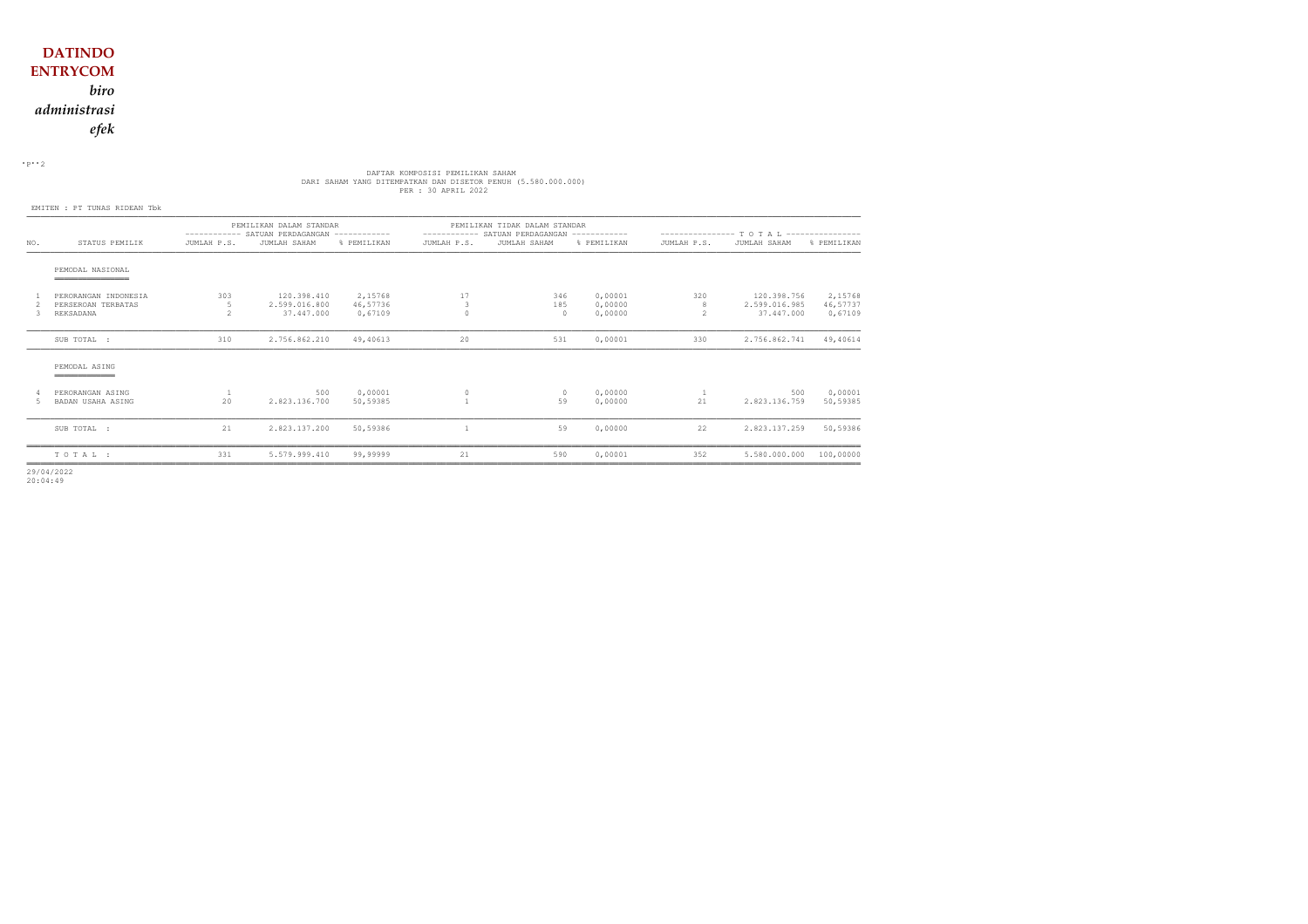**DATINDO ENTRYCOM**

*biro administrasi efek*

DAFTAR KOMPOSISI PEMILIKAN SAHAM
DARI SAHAM YANG DITEMPATKAN DAN DISETOR PENUH (5.580.000.000)
PER : 30 APRIL 2022

EMITEN : PT TUNAS RIDEAN Tbk

| NO. | STATUS PEMILIK | PEMILIKAN DALAM STANDAR SATUAN PERDAGANGAN | | | PEMILIKAN TIDAK DALAM STANDAR SATUAN PERDAGANGAN | | | T O T A L | | |
|---|---|---|---|---|---|---|---|---|---|---|
| | | JUMLAH P.S. | JUMLAH SAHAM | % PEMILIKAN | JUMLAH P.S. | JUMLAH SAHAM | % PEMILIKAN | JUMLAH P.S. | JUMLAH SAHAM | % PEMILIKAN |
| | PEMODAL NASIONAL | | | | | | | | | |
| 1 | PERORANGAN INDONESIA | 303 | 120.398.410 | 2,15768 | 17 | 346 | 0,00001 | 320 | 120.398.756 | 2,15768 |
| 2 | PERSEROAN TERBATAS | 5 | 2.599.016.800 | 46,57736 | 3 | 185 | 0,00000 | 8 | 2.599.016.985 | 46,57737 |
| 3 | REKSADANA | 2 | 37.447.000 | 0,67109 | 0 | 0 | 0,00000 | 2 | 37.447.000 | 0,67109 |
| | SUB TOTAL : | 310 | 2.756.862.210 | 49,40613 | 20 | 531 | 0,00001 | 330 | 2.756.862.741 | 49,40614 |
| | PEMODAL ASING | | | | | | | | | |
| 4 | PERORANGAN ASING | 1 | 500 | 0,00001 | 0 | 0 | 0,00000 | 1 | 500 | 0,00001 |
| 5 | BADAN USAHA ASING | 20 | 2.823.136.700 | 50,59385 | 1 | 59 | 0,00000 | 21 | 2.823.136.759 | 50,59385 |
| | SUB TOTAL : | 21 | 2.823.137.200 | 50,59386 | 1 | 59 | 0,00000 | 22 | 2.823.137.259 | 50,59386 |
| | T O T A L : | 331 | 5.579.999.410 | 99,99999 | 21 | 590 | 0,00001 | 352 | 5.580.000.000 | 100,00000 |

29/04/2022
20:04:49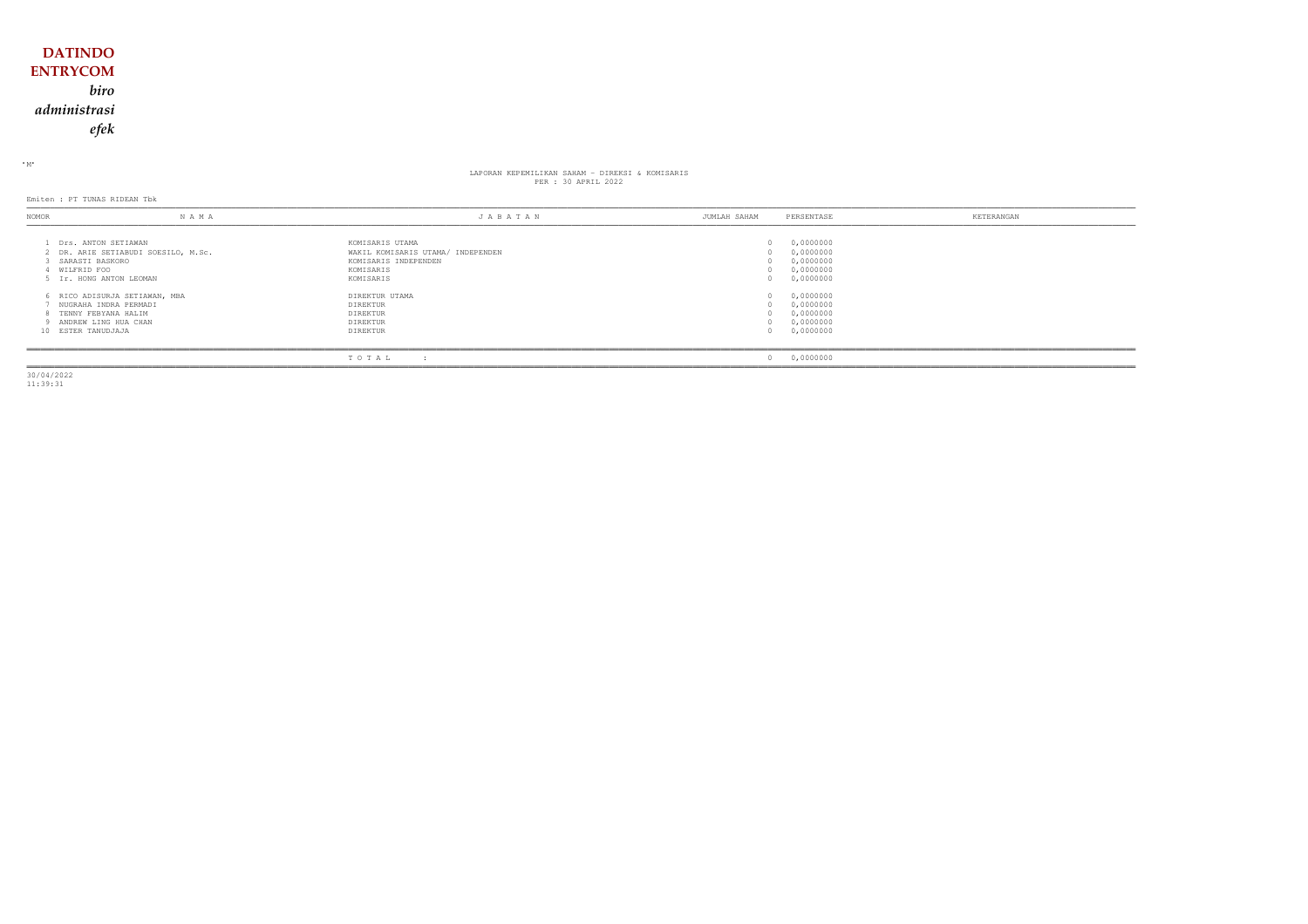**DATINDO**
**ENTRYCOM**
***biro***
***administrasi***
***efek***

"M"

LAPORAN KEPEMILIKAN SAHAM - DIREKSI & KOMISARIS
PER : 30 APRIL 2022

Emiten : PT TUNAS RIDEAN Tbk

| NOMOR | N A M A | J A B A T A N | JUMLAH SAHAM | PERSENTASE | KETERANGAN |
|---|---|---|---|---|---|
| 1 | Drs. ANTON SETIAWAN | KOMISARIS UTAMA | 0 | 0,0000000 | |
| 2 | DR. ARIE SETIABUDI SOESILO, M.Sc. | WAKIL KOMISARIS UTAMA/ INDEPENDEN | 0 | 0,0000000 | |
| 3 | SARASTI BASKORO | KOMISARIS INDEPENDEN | 0 | 0,0000000 | |
| 4 | WILFRID FOO | KOMISARIS | 0 | 0,0000000 | |
| 5 | Ir. HONG ANTON LEOMAN | KOMISARIS | 0 | 0,0000000 | |
| 6 | RICO ADISURJA SETIAWAN, MBA | DIREKTUR UTAMA | 0 | 0,0000000 | |
| 7 | NUGRAHA INDRA PERMADI | DIREKTUR | 0 | 0,0000000 | |
| 8 | TENNY FEBYANA HALIM | DIREKTUR | 0 | 0,0000000 | |
| 9 | ANDREW LING HUA CHAN | DIREKTUR | 0 | 0,0000000 | |
| 10 | ESTER TANUDJAJA | DIREKTUR | 0 | 0,0000000 | |
| | | T O T A L : | 0 | 0,0000000 | |

30/04/2022
11:39:31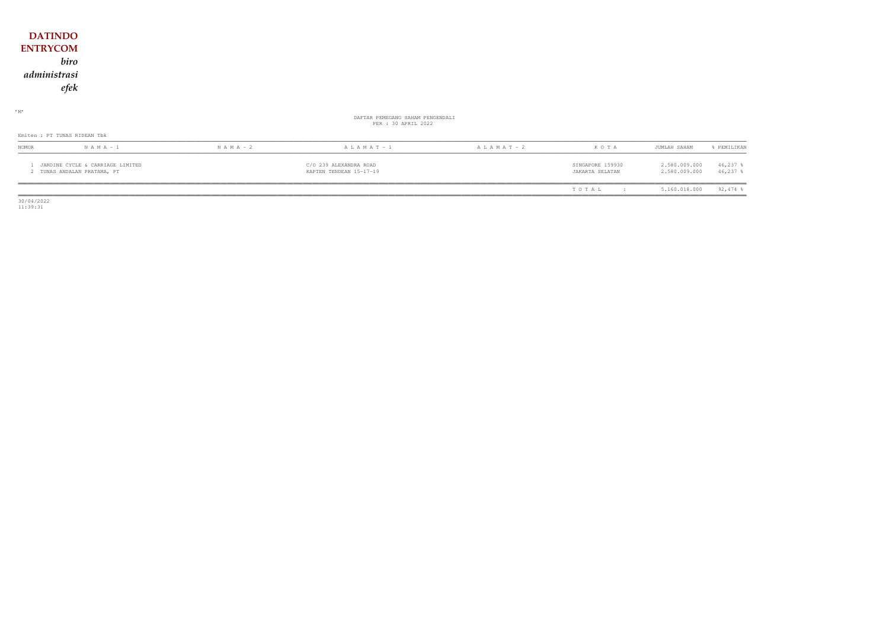**DATINDO ENTRYCOM**

*biro administrasi efek*

"M"

DAFTAR PEMEGANG SAHAM PENGENDALI
PER : 30 APRIL 2022

Emiten : PT TUNAS RIDEAN Tbk

| NOMOR | N A M A - 1 | N A M A - 2 | A L A M A T - 1 | A L A M A T - 2 | K O T A | JUMLAH SAHAM | % PEMILIKAN |
|---|---|---|---|---|---|---|---|
| 1 | JARDINE CYCLE & CARRIAGE LIMITED | | C/O 239 ALEXANDRA ROAD | | SINGAPORE 159930 | 2.580.009.000 | 46,237 % |
| 2 | TUNAS ANDALAN PRATAMA, PT | | KAPTEN TENDEAN 15-17-19 | | JAKARTA SELATAN | 2.580.009.000 | 46,237 % |
| | | | | | T O T A L : | 5.160.018.000 | 92,474 % |

30/04/2022
11:39:31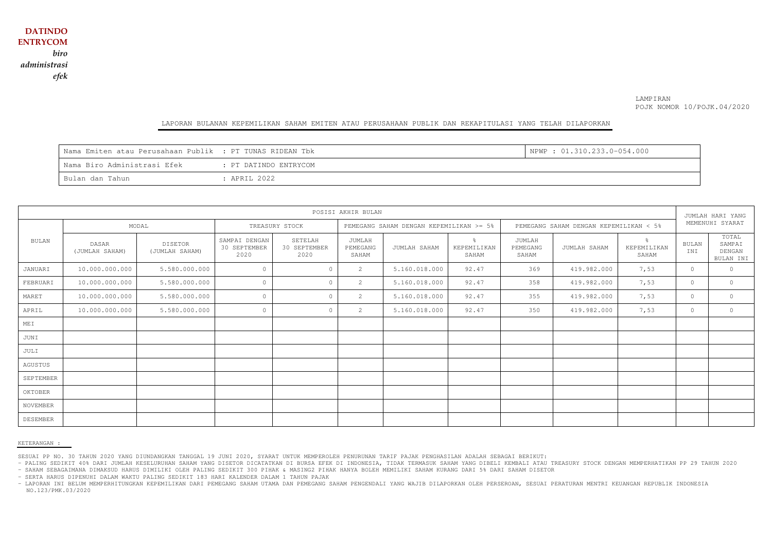**DATINDO ENTRYCOM**

*biro administrasi efek*

LAMPIRAN
POJK NOMOR 10/POJK.04/2020

LAPORAN BULANAN KEPEMILIKAN SAHAM EMITEN ATAU PERUSAHAAN PUBLIK DAN REKAPITULASI YANG TELAH DILAPORKAN

| | |
|---|---|
| Nama Emiten atau Perusahaan Publik : PT TUNAS RIDEAN Tbk | NPWP : 01.310.233.0-054.000 |
| Nama Biro Administrasi Efek : PT DATINDO ENTRYCOM | |
| Bulan dan Tahun : APRIL 2022 | |

| BULAN | POSISI AKHIR BULAN | | | | | | | | | | JUMLAH HARI YANG MEMENUHI SYARAT | |
|---|---|---|---|---|---|---|---|---|---|---|---|---|
| | MODAL | | TREASURY STOCK | | PEMEGANG SAHAM DENGAN KEPEMILIKAN >= 5% | | | PEMEGANG SAHAM DENGAN KEPEMILIKAN < 5% | | | | |
| | DASAR (JUMLAH SAHAM) | DISETOR (JUMLAH SAHAM) | SAMPAI DENGAN 30 SEPTEMBER 2020 | SETELAH 30 SEPTEMBER 2020 | JUMLAH PEMEGANG SAHAM | JUMLAH SAHAM | % KEPEMILIKAN SAHAM | JUMLAH PEMEGANG SAHAM | JUMLAH SAHAM | % KEPEMILIKAN SAHAM | BULAN INI | TOTAL SAMPAI DENGAN BULAN INI |
| JANUARI | 10.000.000.000 | 5.580.000.000 | 0 | 0 | 2 | 5.160.018.000 | 92.47 | 369 | 419.982.000 | 7,53 | 0 | 0 |
| FEBRUARI | 10.000.000.000 | 5.580.000.000 | 0 | 0 | 2 | 5.160.018.000 | 92.47 | 358 | 419.982.000 | 7,53 | 0 | 0 |
| MARET | 10.000.000.000 | 5.580.000.000 | 0 | 0 | 2 | 5.160.018.000 | 92.47 | 355 | 419.982.000 | 7,53 | 0 | 0 |
| APRIL | 10.000.000.000 | 5.580.000.000 | 0 | 0 | 2 | 5.160.018.000 | 92.47 | 350 | 419.982.000 | 7,53 | 0 | 0 |
| MEI | | | | | | | | | | | | |
| JUNI | | | | | | | | | | | | |
| JULI | | | | | | | | | | | | |
| AGUSTUS | | | | | | | | | | | | |
| SEPTEMBER | | | | | | | | | | | | |
| OKTOBER | | | | | | | | | | | | |
| NOVEMBER | | | | | | | | | | | | |
| DESEMBER | | | | | | | | | | | | |

KETERANGAN :

SESUAI PP NO. 30 TAHUN 2020 YANG DIUNDANGKAN TANGGAL 19 JUNI 2020, SYARAT UNTUK MEMPEROLEH PENURUNAN TARIF PAJAK PENGHASILAN ADALAH SEBAGAI BERIKUT:

- PALING SEDIKIT 40% DARI JUMLAH KESELURUHAN SAHAM YANG DISETOR DICATATKAN DI BURSA EFEK DI INDONESIA, TIDAK TERMASUK SAHAM YANG DIBELI KEMBALI ATAU TREASURY STOCK DENGAN MEMPERHATIKAN PP 29 TAHUN 2020
- SAHAM SEBAGAIMANA DIMAKSUD HARUS DIMILIKI OLEH PALING SEDIKIT 300 PIHAK & MASING2 PIHAK HANYA BOLEH MEMILIKI SAHAM KURANG DARI 5% DARI SAHAM DISETOR
- SERTA HARUS DIPENUHI DALAM WAKTU PALING SEDIKIT 183 HARI KALENDER DALAM 1 TAHUN PAJAK
- LAPORAN INI BELUM MEMPERHITUNGKAN KEPEMILIKAN DARI PEMEGANG SAHAM UTAMA DAN PEMEGANG SAHAM PENGENDALI YANG WAJIB DILAPORKAN OLEH PERSEROAN, SESUAI PERATURAN MENTRI KEUANGAN REPUBLIK INDONESIA NO.123/PMK.03/2020